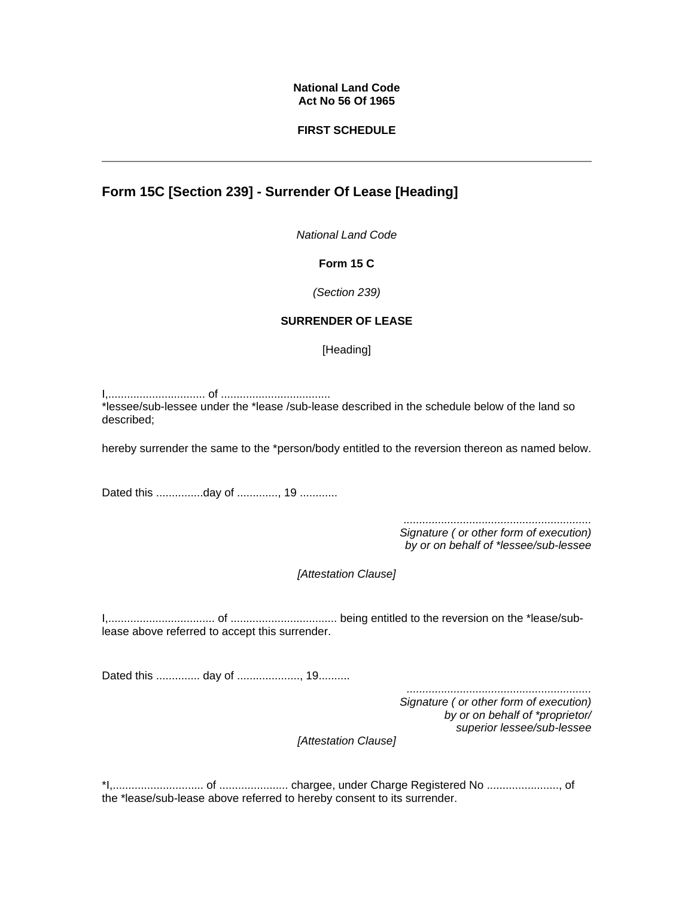**National Land Code**
**Act No 56 Of 1965**

**FIRST SCHEDULE**

---

## Form 15C [Section 239] - Surrender Of Lease [Heading]

*National Land Code*

**Form 15 C**

*(Section 239)*

**SURRENDER OF LEASE**

[Heading]

I,............................... of ...................................
*lessee/sub-lessee under the *lease /sub-lease described in the schedule below of the land so described;

hereby surrender the same to the *person/body entitled to the reversion thereon as named below.

Dated this ...............day of ............., 19 ............

*............................................................*
*Signature ( or other form of execution)*
*by or on behalf of *lessee/sub-lessee*

*[Attestation Clause]*

I,.................................. of .................................. being entitled to the reversion on the *lease/sub-lease above referred to accept this surrender.

Dated this .............. day of ...................., 19..........

*...........................................................*
*Signature ( or other form of execution)*
*by or on behalf of *proprietor/*
*superior lessee/sub-lessee*

*[Attestation Clause]*

*I,............................. of ...................... chargee, under Charge Registered No ......................., of the *lease/sub-lease above referred to hereby consent to its surrender.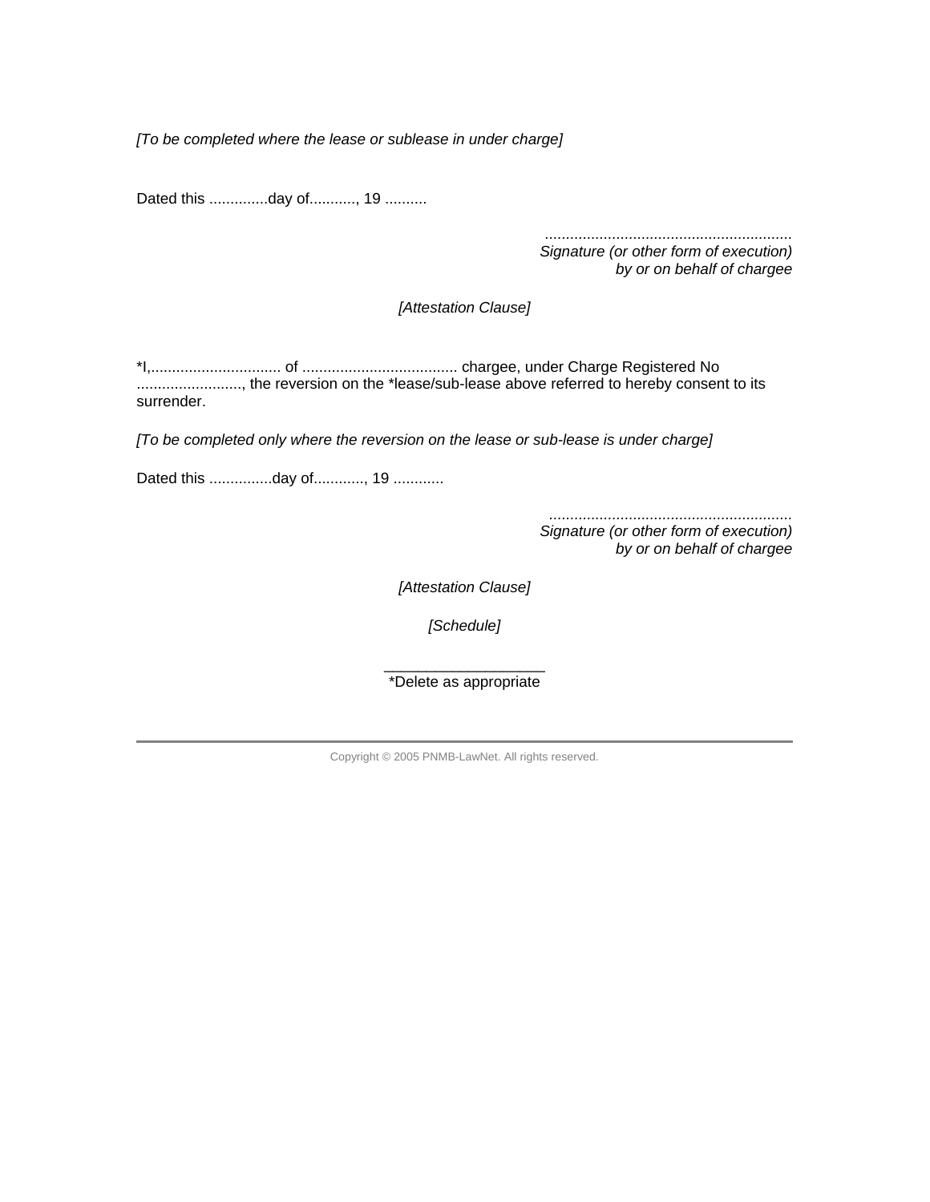*[To be completed where the lease or sublease in under charge]*

Dated this ..............day of..........., 19 ..........

*..........................................................*
*Signature (or other form of execution)*
*by or on behalf of chargee*

*[Attestation Clause]*

*I,............................... of ..................................... chargee, under Charge Registered No ........................., the reversion on the *lease/sub-lease above referred to hereby consent to its surrender.

*[To be completed only where the reversion on the lease or sub-lease is under charge]*

Dated this ...............day of............, 19 ............

*..........................................................*
*Signature (or other form of execution)*
*by or on behalf of chargee*

*[Attestation Clause]*

*[Schedule]*

___________________

*Delete as appropriate

Copyright © 2005 PNMB-LawNet. All rights reserved.